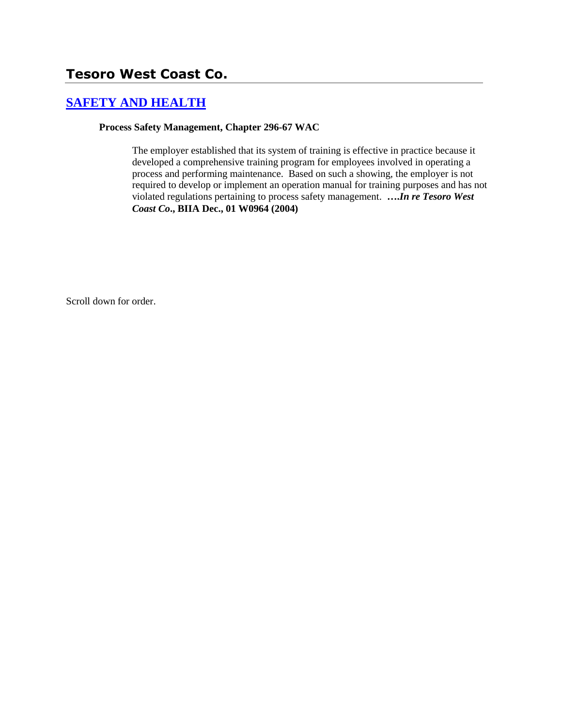# Tesoro West Coast Co.

## [SAFETY AND HEALTH]

**Process Safety Management, Chapter 296-67 WAC**

> The employer established that its system of training is effective in practice because it developed a comprehensive training program for employees involved in operating a process and performing maintenance. Based on such a showing, the employer is not required to develop or implement an operation manual for training purposes and has not violated regulations pertaining to process safety management. ***….In re Tesoro West Coast Co*., BIIA Dec., 01 W0964 (2004)**

Scroll down for order.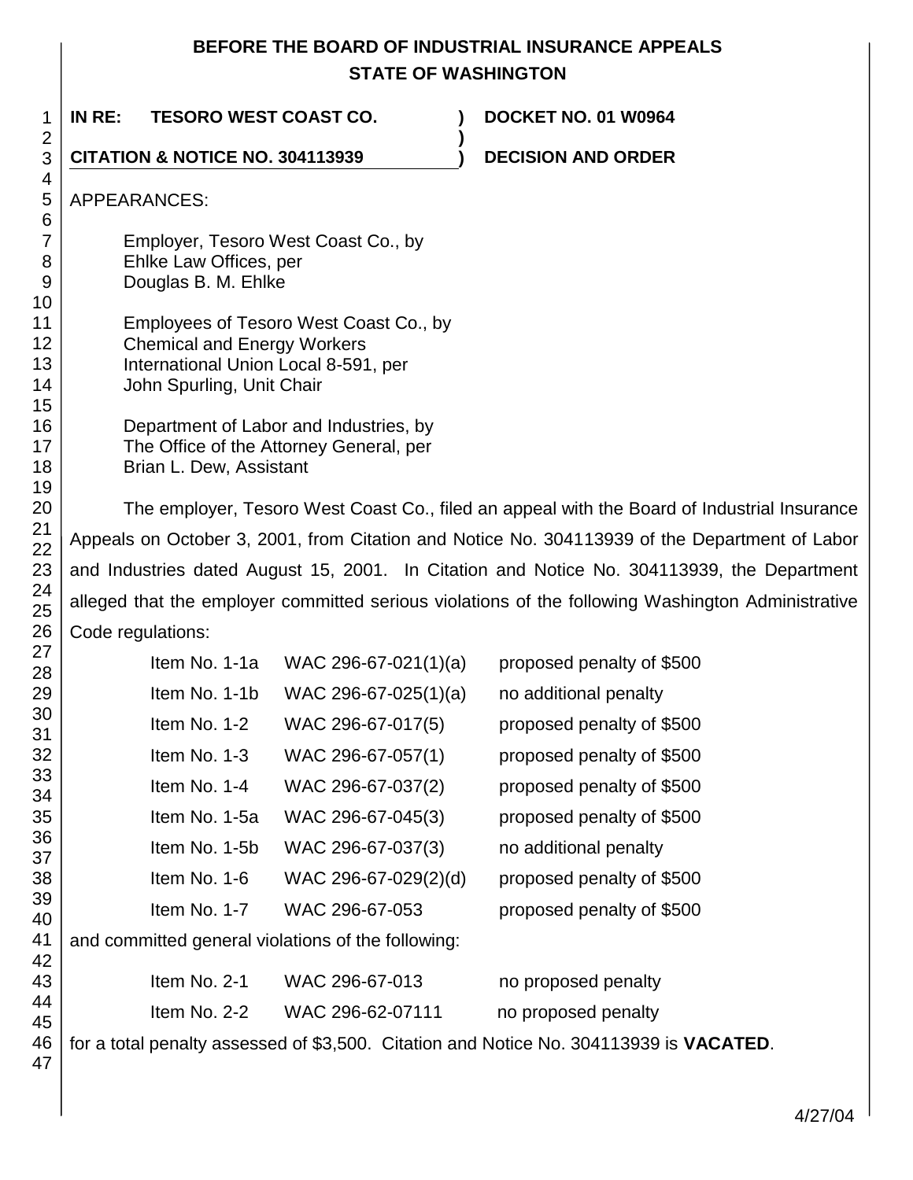# BEFORE THE BOARD OF INDUSTRIAL INSURANCE APPEALS
## STATE OF WASHINGTON

**IN RE: TESORO WEST COAST CO.** ) **DOCKET NO. 01 W0964**
)
**CITATION & NOTICE NO. 304113939** ) **DECISION AND ORDER**

APPEARANCES:

Employer, Tesoro West Coast Co., by
Ehlke Law Offices, per
Douglas B. M. Ehlke

Employees of Tesoro West Coast Co., by
Chemical and Energy Workers
International Union Local 8-591, per
John Spurling, Unit Chair

Department of Labor and Industries, by
The Office of the Attorney General, per
Brian L. Dew, Assistant

The employer, Tesoro West Coast Co., filed an appeal with the Board of Industrial Insurance Appeals on October 3, 2001, from Citation and Notice No. 304113939 of the Department of Labor and Industries dated August 15, 2001. In Citation and Notice No. 304113939, the Department alleged that the employer committed serious violations of the following Washington Administrative Code regulations:

| | | |
|---|---|---|
| Item No. 1-1a | WAC 296-67-021(1)(a) | proposed penalty of $500 |
| Item No. 1-1b | WAC 296-67-025(1)(a) | no additional penalty |
| Item No. 1-2 | WAC 296-67-017(5) | proposed penalty of $500 |
| Item No. 1-3 | WAC 296-67-057(1) | proposed penalty of $500 |
| Item No. 1-4 | WAC 296-67-037(2) | proposed penalty of $500 |
| Item No. 1-5a | WAC 296-67-045(3) | proposed penalty of $500 |
| Item No. 1-5b | WAC 296-67-037(3) | no additional penalty |
| Item No. 1-6 | WAC 296-67-029(2)(d) | proposed penalty of $500 |
| Item No. 1-7 | WAC 296-67-053 | proposed penalty of $500 |

and committed general violations of the following:

| | | |
|---|---|---|
| Item No. 2-1 | WAC 296-67-013 | no proposed penalty |
| Item No. 2-2 | WAC 296-62-07111 | no proposed penalty |

for a total penalty assessed of $3,500. Citation and Notice No. 304113939 is **VACATED**.

4/27/04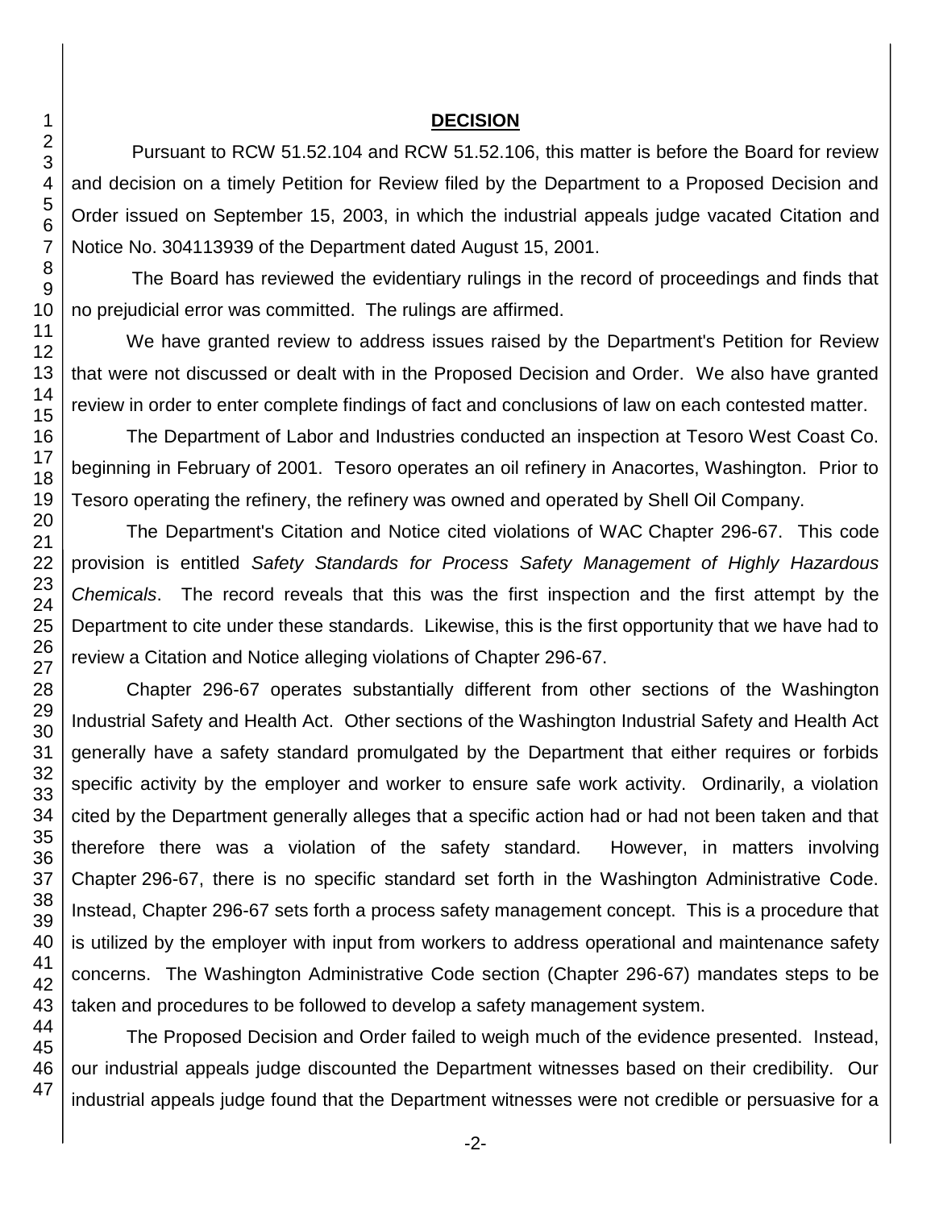## DECISION

Pursuant to RCW 51.52.104 and RCW 51.52.106, this matter is before the Board for review and decision on a timely Petition for Review filed by the Department to a Proposed Decision and Order issued on September 15, 2003, in which the industrial appeals judge vacated Citation and Notice No. 304113939 of the Department dated August 15, 2001.

The Board has reviewed the evidentiary rulings in the record of proceedings and finds that no prejudicial error was committed. The rulings are affirmed.

We have granted review to address issues raised by the Department's Petition for Review that were not discussed or dealt with in the Proposed Decision and Order. We also have granted review in order to enter complete findings of fact and conclusions of law on each contested matter.

The Department of Labor and Industries conducted an inspection at Tesoro West Coast Co. beginning in February of 2001. Tesoro operates an oil refinery in Anacortes, Washington. Prior to Tesoro operating the refinery, the refinery was owned and operated by Shell Oil Company.

The Department's Citation and Notice cited violations of WAC Chapter 296-67. This code provision is entitled *Safety Standards for Process Safety Management of Highly Hazardous Chemicals*. The record reveals that this was the first inspection and the first attempt by the Department to cite under these standards. Likewise, this is the first opportunity that we have had to review a Citation and Notice alleging violations of Chapter 296-67.

Chapter 296-67 operates substantially different from other sections of the Washington Industrial Safety and Health Act. Other sections of the Washington Industrial Safety and Health Act generally have a safety standard promulgated by the Department that either requires or forbids specific activity by the employer and worker to ensure safe work activity. Ordinarily, a violation cited by the Department generally alleges that a specific action had or had not been taken and that therefore there was a violation of the safety standard. However, in matters involving Chapter 296-67, there is no specific standard set forth in the Washington Administrative Code. Instead, Chapter 296-67 sets forth a process safety management concept. This is a procedure that is utilized by the employer with input from workers to address operational and maintenance safety concerns. The Washington Administrative Code section (Chapter 296-67) mandates steps to be taken and procedures to be followed to develop a safety management system.

The Proposed Decision and Order failed to weigh much of the evidence presented. Instead, our industrial appeals judge discounted the Department witnesses based on their credibility. Our industrial appeals judge found that the Department witnesses were not credible or persuasive for a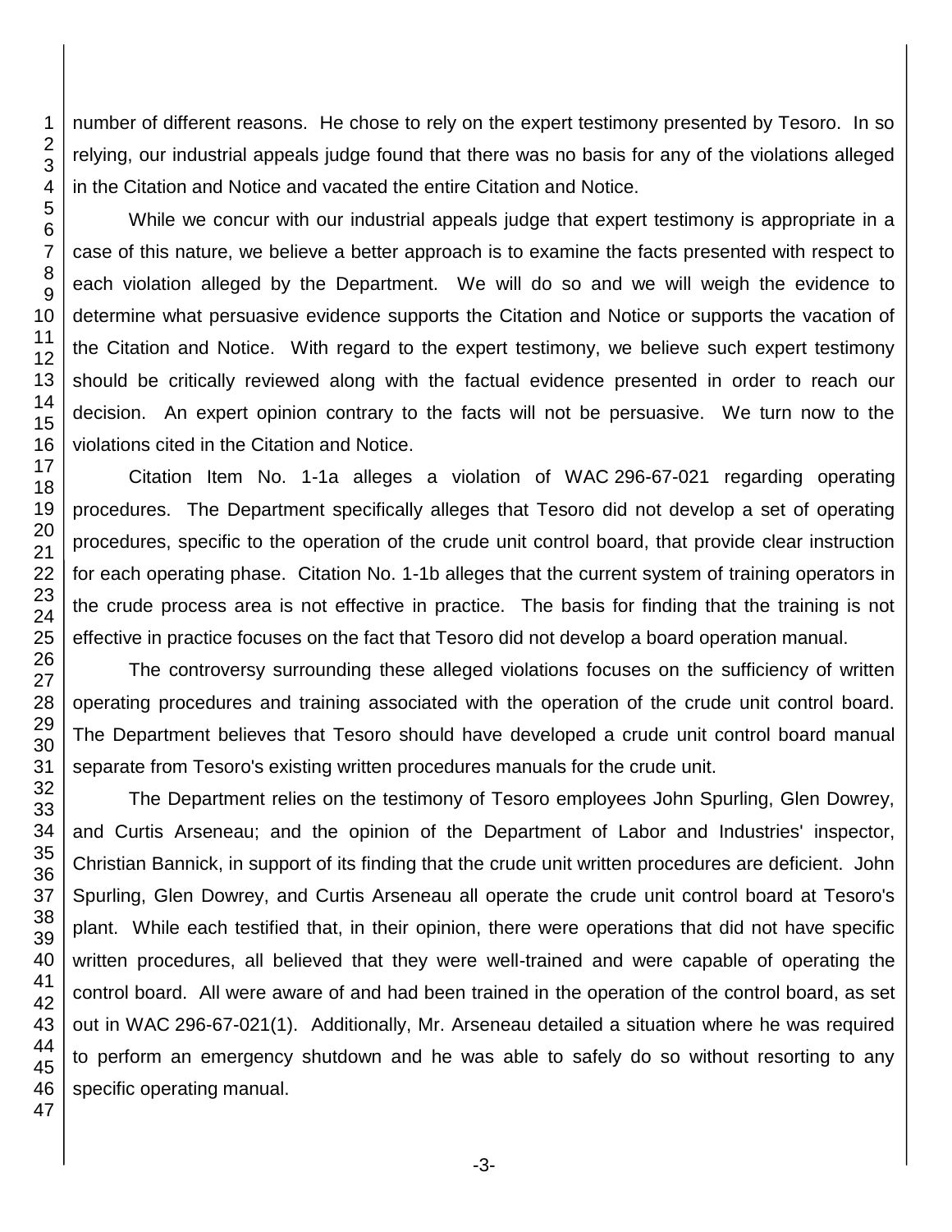number of different reasons. He chose to rely on the expert testimony presented by Tesoro. In so relying, our industrial appeals judge found that there was no basis for any of the violations alleged in the Citation and Notice and vacated the entire Citation and Notice.

While we concur with our industrial appeals judge that expert testimony is appropriate in a case of this nature, we believe a better approach is to examine the facts presented with respect to each violation alleged by the Department. We will do so and we will weigh the evidence to determine what persuasive evidence supports the Citation and Notice or supports the vacation of the Citation and Notice. With regard to the expert testimony, we believe such expert testimony should be critically reviewed along with the factual evidence presented in order to reach our decision. An expert opinion contrary to the facts will not be persuasive. We turn now to the violations cited in the Citation and Notice.

Citation Item No. 1-1a alleges a violation of WAC 296-67-021 regarding operating procedures. The Department specifically alleges that Tesoro did not develop a set of operating procedures, specific to the operation of the crude unit control board, that provide clear instruction for each operating phase. Citation No. 1-1b alleges that the current system of training operators in the crude process area is not effective in practice. The basis for finding that the training is not effective in practice focuses on the fact that Tesoro did not develop a board operation manual.

The controversy surrounding these alleged violations focuses on the sufficiency of written operating procedures and training associated with the operation of the crude unit control board. The Department believes that Tesoro should have developed a crude unit control board manual separate from Tesoro's existing written procedures manuals for the crude unit.

The Department relies on the testimony of Tesoro employees John Spurling, Glen Dowrey, and Curtis Arseneau; and the opinion of the Department of Labor and Industries' inspector, Christian Bannick, in support of its finding that the crude unit written procedures are deficient. John Spurling, Glen Dowrey, and Curtis Arseneau all operate the crude unit control board at Tesoro's plant. While each testified that, in their opinion, there were operations that did not have specific written procedures, all believed that they were well-trained and were capable of operating the control board. All were aware of and had been trained in the operation of the control board, as set out in WAC 296-67-021(1). Additionally, Mr. Arseneau detailed a situation where he was required to perform an emergency shutdown and he was able to safely do so without resorting to any specific operating manual.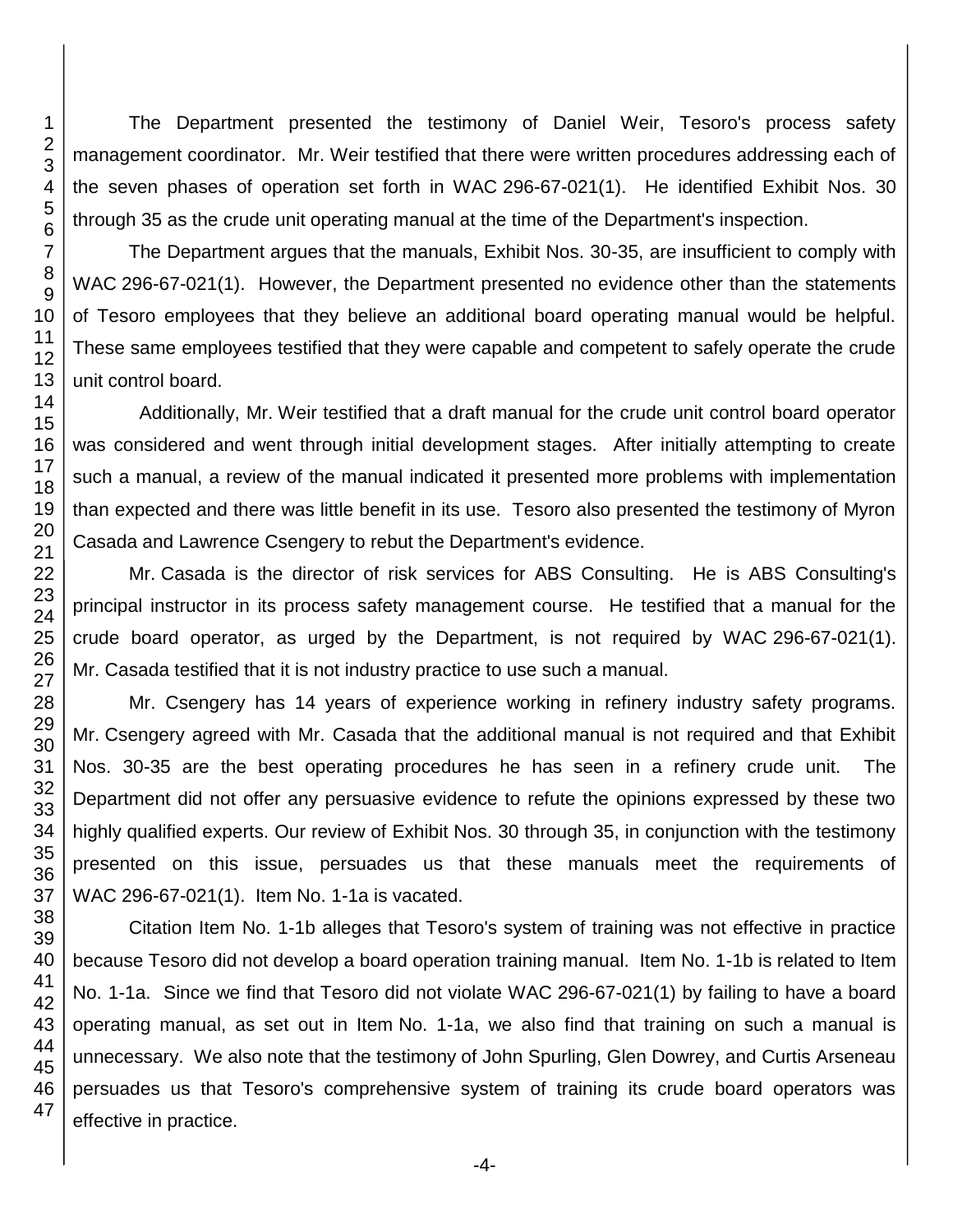The Department presented the testimony of Daniel Weir, Tesoro's process safety management coordinator. Mr. Weir testified that there were written procedures addressing each of the seven phases of operation set forth in WAC 296-67-021(1). He identified Exhibit Nos. 30 through 35 as the crude unit operating manual at the time of the Department's inspection.

The Department argues that the manuals, Exhibit Nos. 30-35, are insufficient to comply with WAC 296-67-021(1). However, the Department presented no evidence other than the statements of Tesoro employees that they believe an additional board operating manual would be helpful. These same employees testified that they were capable and competent to safely operate the crude unit control board.

Additionally, Mr. Weir testified that a draft manual for the crude unit control board operator was considered and went through initial development stages. After initially attempting to create such a manual, a review of the manual indicated it presented more problems with implementation than expected and there was little benefit in its use. Tesoro also presented the testimony of Myron Casada and Lawrence Csengery to rebut the Department's evidence.

Mr. Casada is the director of risk services for ABS Consulting. He is ABS Consulting's principal instructor in its process safety management course. He testified that a manual for the crude board operator, as urged by the Department, is not required by WAC 296-67-021(1). Mr. Casada testified that it is not industry practice to use such a manual.

Mr. Csengery has 14 years of experience working in refinery industry safety programs. Mr. Csengery agreed with Mr. Casada that the additional manual is not required and that Exhibit Nos. 30-35 are the best operating procedures he has seen in a refinery crude unit. The Department did not offer any persuasive evidence to refute the opinions expressed by these two highly qualified experts. Our review of Exhibit Nos. 30 through 35, in conjunction with the testimony presented on this issue, persuades us that these manuals meet the requirements of WAC 296-67-021(1). Item No. 1-1a is vacated.

Citation Item No. 1-1b alleges that Tesoro's system of training was not effective in practice because Tesoro did not develop a board operation training manual. Item No. 1-1b is related to Item No. 1-1a. Since we find that Tesoro did not violate WAC 296-67-021(1) by failing to have a board operating manual, as set out in Item No. 1-1a, we also find that training on such a manual is unnecessary. We also note that the testimony of John Spurling, Glen Dowrey, and Curtis Arseneau persuades us that Tesoro's comprehensive system of training its crude board operators was effective in practice.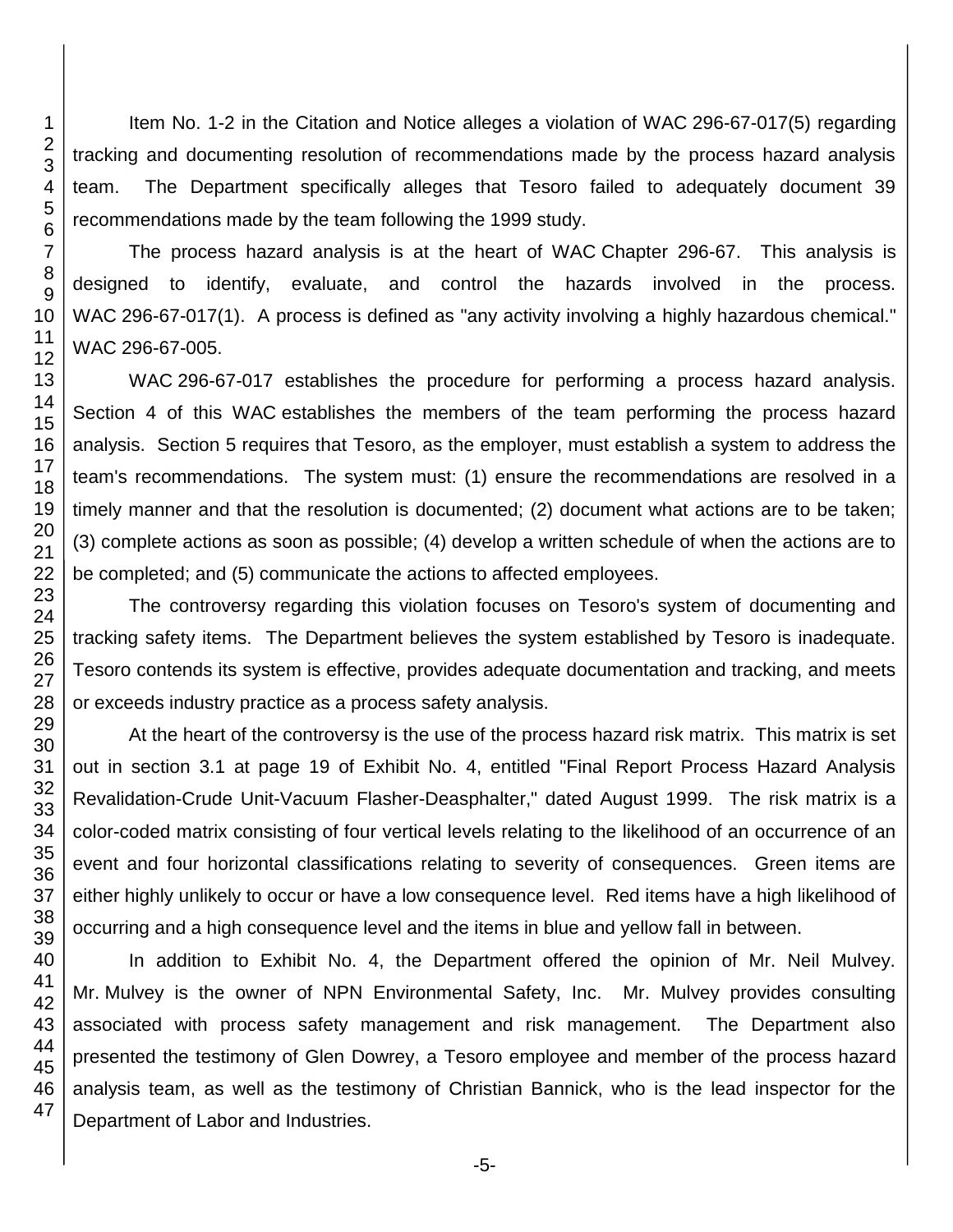Item No. 1-2 in the Citation and Notice alleges a violation of WAC 296-67-017(5) regarding tracking and documenting resolution of recommendations made by the process hazard analysis team. The Department specifically alleges that Tesoro failed to adequately document 39 recommendations made by the team following the 1999 study.

The process hazard analysis is at the heart of WAC Chapter 296-67. This analysis is designed to identify, evaluate, and control the hazards involved in the process. WAC 296-67-017(1). A process is defined as "any activity involving a highly hazardous chemical." WAC 296-67-005.

WAC 296-67-017 establishes the procedure for performing a process hazard analysis. Section 4 of this WAC establishes the members of the team performing the process hazard analysis. Section 5 requires that Tesoro, as the employer, must establish a system to address the team's recommendations. The system must: (1) ensure the recommendations are resolved in a timely manner and that the resolution is documented; (2) document what actions are to be taken; (3) complete actions as soon as possible; (4) develop a written schedule of when the actions are to be completed; and (5) communicate the actions to affected employees.

The controversy regarding this violation focuses on Tesoro's system of documenting and tracking safety items. The Department believes the system established by Tesoro is inadequate. Tesoro contends its system is effective, provides adequate documentation and tracking, and meets or exceeds industry practice as a process safety analysis.

At the heart of the controversy is the use of the process hazard risk matrix. This matrix is set out in section 3.1 at page 19 of Exhibit No. 4, entitled "Final Report Process Hazard Analysis Revalidation-Crude Unit-Vacuum Flasher-Deasphalter," dated August 1999. The risk matrix is a color-coded matrix consisting of four vertical levels relating to the likelihood of an occurrence of an event and four horizontal classifications relating to severity of consequences. Green items are either highly unlikely to occur or have a low consequence level. Red items have a high likelihood of occurring and a high consequence level and the items in blue and yellow fall in between.

In addition to Exhibit No. 4, the Department offered the opinion of Mr. Neil Mulvey. Mr. Mulvey is the owner of NPN Environmental Safety, Inc. Mr. Mulvey provides consulting associated with process safety management and risk management. The Department also presented the testimony of Glen Dowrey, a Tesoro employee and member of the process hazard analysis team, as well as the testimony of Christian Bannick, who is the lead inspector for the Department of Labor and Industries.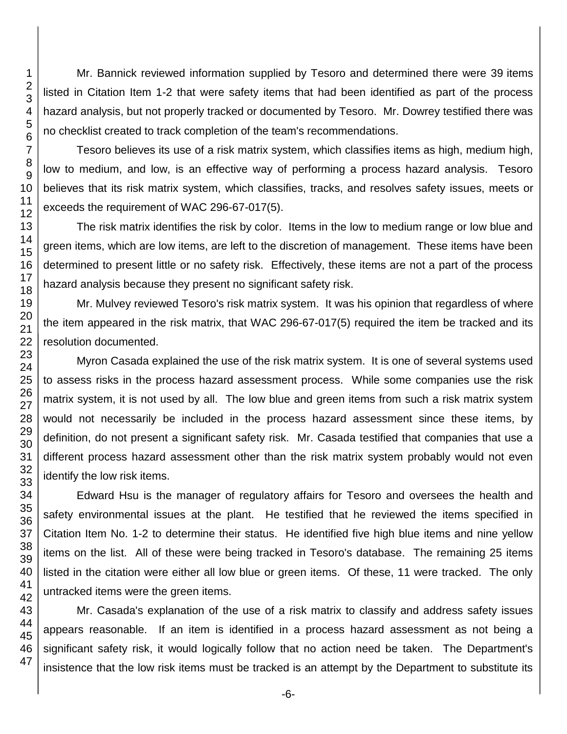Mr. Bannick reviewed information supplied by Tesoro and determined there were 39 items listed in Citation Item 1-2 that were safety items that had been identified as part of the process hazard analysis, but not properly tracked or documented by Tesoro. Mr. Dowrey testified there was no checklist created to track completion of the team's recommendations.

Tesoro believes its use of a risk matrix system, which classifies items as high, medium high, low to medium, and low, is an effective way of performing a process hazard analysis. Tesoro believes that its risk matrix system, which classifies, tracks, and resolves safety issues, meets or exceeds the requirement of WAC 296-67-017(5).

The risk matrix identifies the risk by color. Items in the low to medium range or low blue and green items, which are low items, are left to the discretion of management. These items have been determined to present little or no safety risk. Effectively, these items are not a part of the process hazard analysis because they present no significant safety risk.

Mr. Mulvey reviewed Tesoro's risk matrix system. It was his opinion that regardless of where the item appeared in the risk matrix, that WAC 296-67-017(5) required the item be tracked and its resolution documented.

Myron Casada explained the use of the risk matrix system. It is one of several systems used to assess risks in the process hazard assessment process. While some companies use the risk matrix system, it is not used by all. The low blue and green items from such a risk matrix system would not necessarily be included in the process hazard assessment since these items, by definition, do not present a significant safety risk. Mr. Casada testified that companies that use a different process hazard assessment other than the risk matrix system probably would not even identify the low risk items.

Edward Hsu is the manager of regulatory affairs for Tesoro and oversees the health and safety environmental issues at the plant. He testified that he reviewed the items specified in Citation Item No. 1-2 to determine their status. He identified five high blue items and nine yellow items on the list. All of these were being tracked in Tesoro's database. The remaining 25 items listed in the citation were either all low blue or green items. Of these, 11 were tracked. The only untracked items were the green items.

Mr. Casada's explanation of the use of a risk matrix to classify and address safety issues appears reasonable. If an item is identified in a process hazard assessment as not being a significant safety risk, it would logically follow that no action need be taken. The Department's insistence that the low risk items must be tracked is an attempt by the Department to substitute its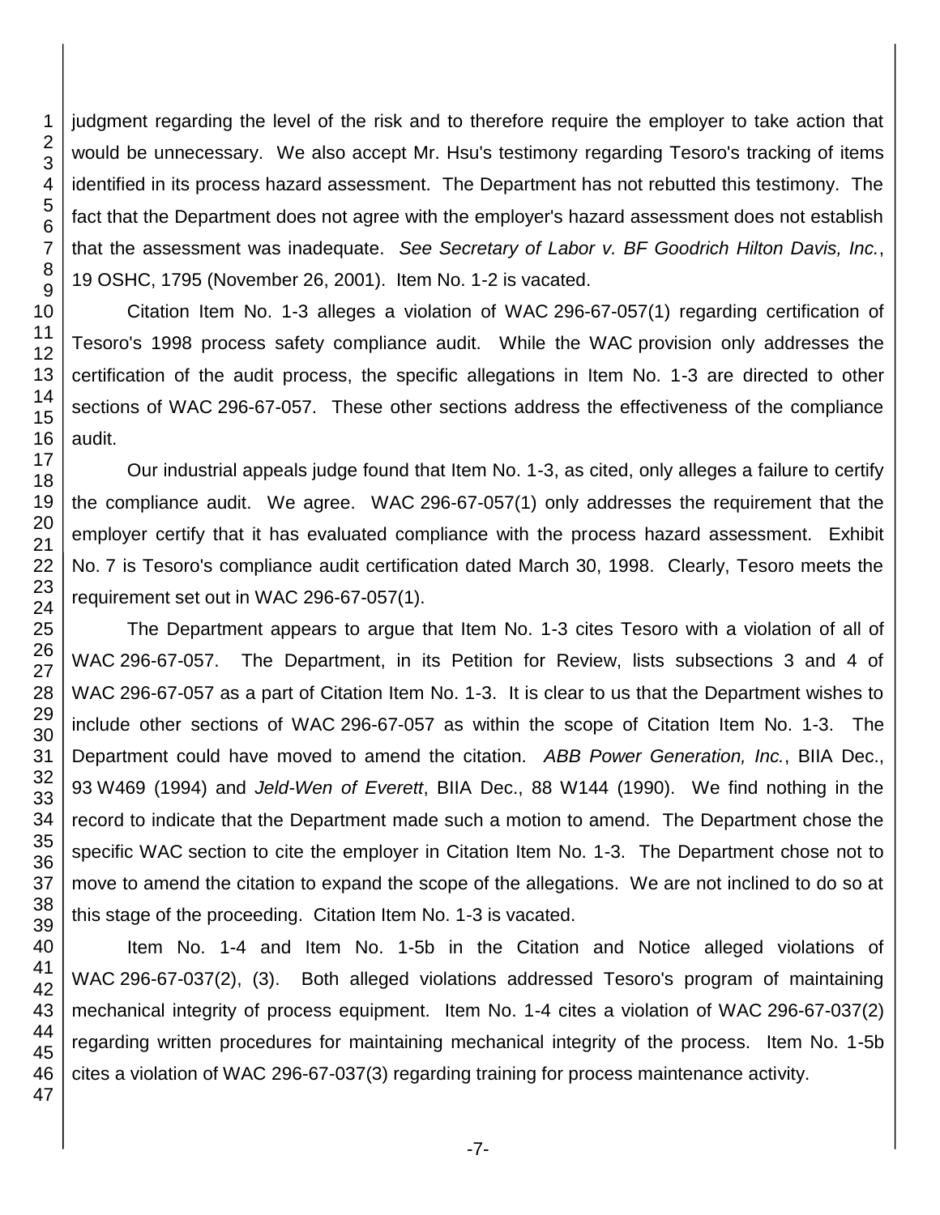judgment regarding the level of the risk and to therefore require the employer to take action that would be unnecessary. We also accept Mr. Hsu's testimony regarding Tesoro's tracking of items identified in its process hazard assessment. The Department has not rebutted this testimony. The fact that the Department does not agree with the employer's hazard assessment does not establish that the assessment was inadequate. *See Secretary of Labor v. BF Goodrich Hilton Davis, Inc.*, 19 OSHC, 1795 (November 26, 2001). Item No. 1-2 is vacated.

Citation Item No. 1-3 alleges a violation of WAC 296-67-057(1) regarding certification of Tesoro's 1998 process safety compliance audit. While the WAC provision only addresses the certification of the audit process, the specific allegations in Item No. 1-3 are directed to other sections of WAC 296-67-057. These other sections address the effectiveness of the compliance audit.

Our industrial appeals judge found that Item No. 1-3, as cited, only alleges a failure to certify the compliance audit. We agree. WAC 296-67-057(1) only addresses the requirement that the employer certify that it has evaluated compliance with the process hazard assessment. Exhibit No. 7 is Tesoro's compliance audit certification dated March 30, 1998. Clearly, Tesoro meets the requirement set out in WAC 296-67-057(1).

The Department appears to argue that Item No. 1-3 cites Tesoro with a violation of all of WAC 296-67-057. The Department, in its Petition for Review, lists subsections 3 and 4 of WAC 296-67-057 as a part of Citation Item No. 1-3. It is clear to us that the Department wishes to include other sections of WAC 296-67-057 as within the scope of Citation Item No. 1-3. The Department could have moved to amend the citation. *ABB Power Generation, Inc.*, BIIA Dec., 93 W469 (1994) and *Jeld-Wen of Everett*, BIIA Dec., 88 W144 (1990). We find nothing in the record to indicate that the Department made such a motion to amend. The Department chose the specific WAC section to cite the employer in Citation Item No. 1-3. The Department chose not to move to amend the citation to expand the scope of the allegations. We are not inclined to do so at this stage of the proceeding. Citation Item No. 1-3 is vacated.

Item No. 1-4 and Item No. 1-5b in the Citation and Notice alleged violations of WAC 296-67-037(2), (3). Both alleged violations addressed Tesoro's program of maintaining mechanical integrity of process equipment. Item No. 1-4 cites a violation of WAC 296-67-037(2) regarding written procedures for maintaining mechanical integrity of the process. Item No. 1-5b cites a violation of WAC 296-67-037(3) regarding training for process maintenance activity.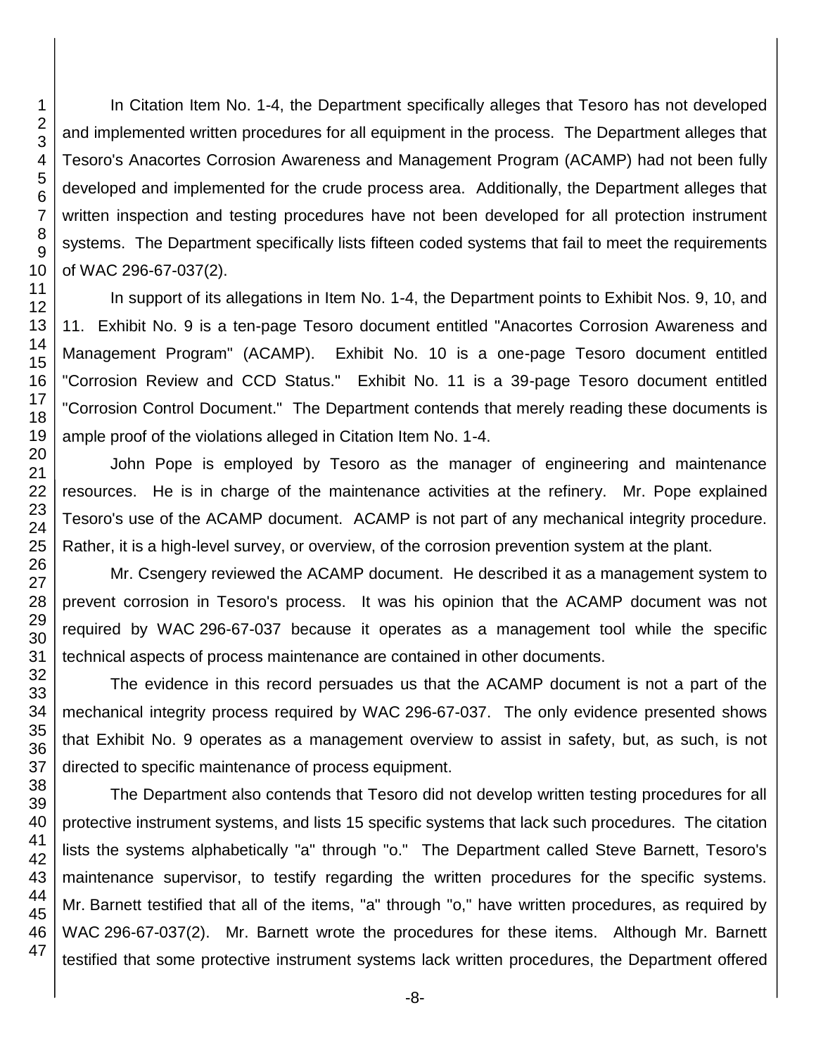In Citation Item No. 1-4, the Department specifically alleges that Tesoro has not developed and implemented written procedures for all equipment in the process. The Department alleges that Tesoro's Anacortes Corrosion Awareness and Management Program (ACAMP) had not been fully developed and implemented for the crude process area. Additionally, the Department alleges that written inspection and testing procedures have not been developed for all protection instrument systems. The Department specifically lists fifteen coded systems that fail to meet the requirements of WAC 296-67-037(2).

In support of its allegations in Item No. 1-4, the Department points to Exhibit Nos. 9, 10, and 11. Exhibit No. 9 is a ten-page Tesoro document entitled "Anacortes Corrosion Awareness and Management Program" (ACAMP). Exhibit No. 10 is a one-page Tesoro document entitled "Corrosion Review and CCD Status." Exhibit No. 11 is a 39-page Tesoro document entitled "Corrosion Control Document." The Department contends that merely reading these documents is ample proof of the violations alleged in Citation Item No. 1-4.

John Pope is employed by Tesoro as the manager of engineering and maintenance resources. He is in charge of the maintenance activities at the refinery. Mr. Pope explained Tesoro's use of the ACAMP document. ACAMP is not part of any mechanical integrity procedure. Rather, it is a high-level survey, or overview, of the corrosion prevention system at the plant.

Mr. Csengery reviewed the ACAMP document. He described it as a management system to prevent corrosion in Tesoro's process. It was his opinion that the ACAMP document was not required by WAC 296-67-037 because it operates as a management tool while the specific technical aspects of process maintenance are contained in other documents.

The evidence in this record persuades us that the ACAMP document is not a part of the mechanical integrity process required by WAC 296-67-037. The only evidence presented shows that Exhibit No. 9 operates as a management overview to assist in safety, but, as such, is not directed to specific maintenance of process equipment.

The Department also contends that Tesoro did not develop written testing procedures for all protective instrument systems, and lists 15 specific systems that lack such procedures. The citation lists the systems alphabetically "a" through "o." The Department called Steve Barnett, Tesoro's maintenance supervisor, to testify regarding the written procedures for the specific systems. Mr. Barnett testified that all of the items, "a" through "o," have written procedures, as required by WAC 296-67-037(2). Mr. Barnett wrote the procedures for these items. Although Mr. Barnett testified that some protective instrument systems lack written procedures, the Department offered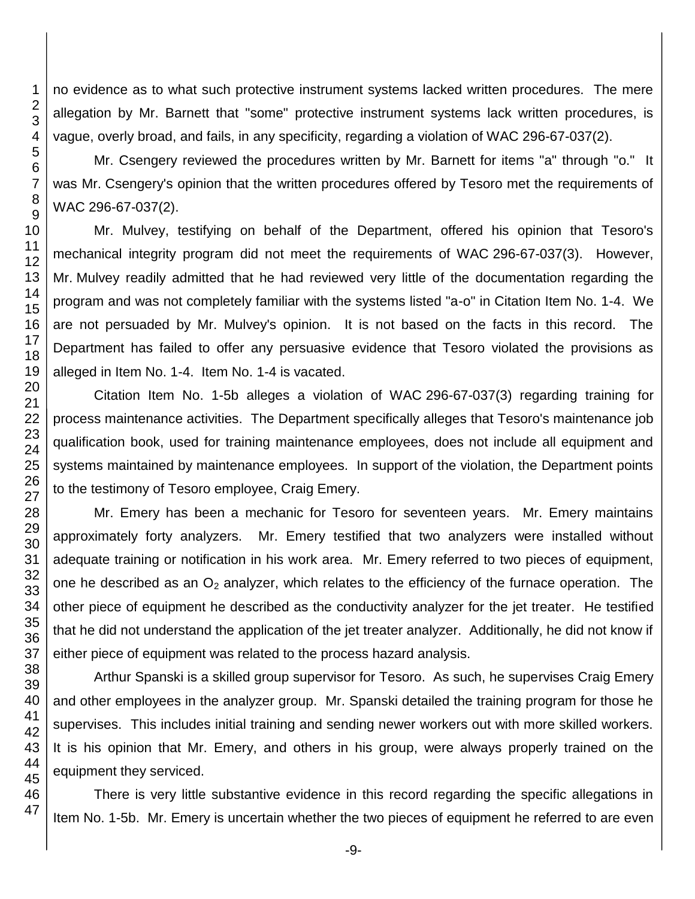no evidence as to what such protective instrument systems lacked written procedures. The mere allegation by Mr. Barnett that "some" protective instrument systems lack written procedures, is vague, overly broad, and fails, in any specificity, regarding a violation of WAC 296-67-037(2).

Mr. Csengery reviewed the procedures written by Mr. Barnett for items "a" through "o." It was Mr. Csengery's opinion that the written procedures offered by Tesoro met the requirements of WAC 296-67-037(2).

Mr. Mulvey, testifying on behalf of the Department, offered his opinion that Tesoro's mechanical integrity program did not meet the requirements of WAC 296-67-037(3). However, Mr. Mulvey readily admitted that he had reviewed very little of the documentation regarding the program and was not completely familiar with the systems listed "a-o" in Citation Item No. 1-4. We are not persuaded by Mr. Mulvey's opinion. It is not based on the facts in this record. The Department has failed to offer any persuasive evidence that Tesoro violated the provisions as alleged in Item No. 1-4. Item No. 1-4 is vacated.

Citation Item No. 1-5b alleges a violation of WAC 296-67-037(3) regarding training for process maintenance activities. The Department specifically alleges that Tesoro's maintenance job qualification book, used for training maintenance employees, does not include all equipment and systems maintained by maintenance employees. In support of the violation, the Department points to the testimony of Tesoro employee, Craig Emery.

Mr. Emery has been a mechanic for Tesoro for seventeen years. Mr. Emery maintains approximately forty analyzers. Mr. Emery testified that two analyzers were installed without adequate training or notification in his work area. Mr. Emery referred to two pieces of equipment, one he described as an $O_2$ analyzer, which relates to the efficiency of the furnace operation. The other piece of equipment he described as the conductivity analyzer for the jet treater. He testified that he did not understand the application of the jet treater analyzer. Additionally, he did not know if either piece of equipment was related to the process hazard analysis.

Arthur Spanski is a skilled group supervisor for Tesoro. As such, he supervises Craig Emery and other employees in the analyzer group. Mr. Spanski detailed the training program for those he supervises. This includes initial training and sending newer workers out with more skilled workers. It is his opinion that Mr. Emery, and others in his group, were always properly trained on the equipment they serviced.

There is very little substantive evidence in this record regarding the specific allegations in Item No. 1-5b. Mr. Emery is uncertain whether the two pieces of equipment he referred to are even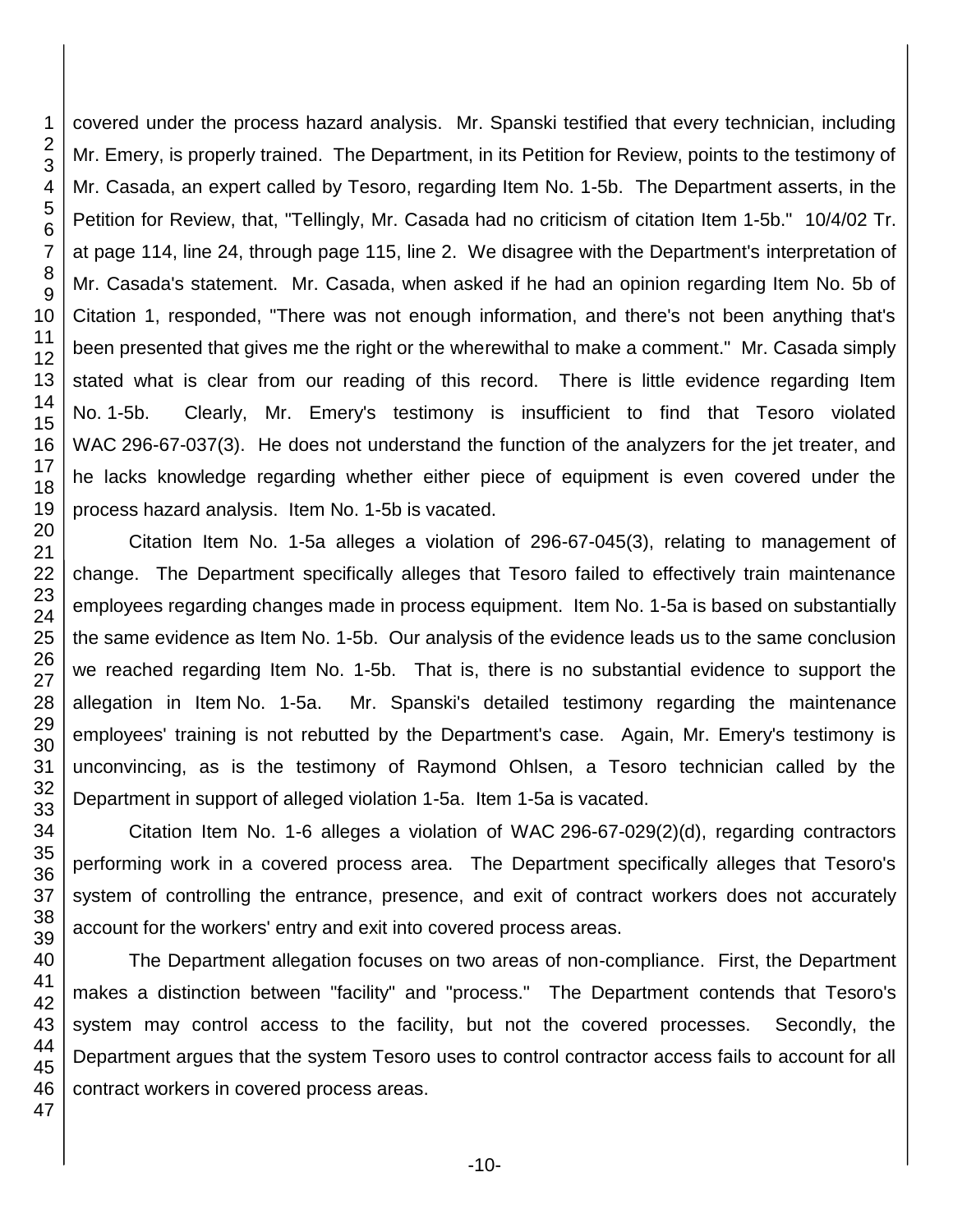covered under the process hazard analysis. Mr. Spanski testified that every technician, including Mr. Emery, is properly trained. The Department, in its Petition for Review, points to the testimony of Mr. Casada, an expert called by Tesoro, regarding Item No. 1-5b. The Department asserts, in the Petition for Review, that, "Tellingly, Mr. Casada had no criticism of citation Item 1-5b." 10/4/02 Tr. at page 114, line 24, through page 115, line 2. We disagree with the Department's interpretation of Mr. Casada's statement. Mr. Casada, when asked if he had an opinion regarding Item No. 5b of Citation 1, responded, "There was not enough information, and there's not been anything that's been presented that gives me the right or the wherewithal to make a comment." Mr. Casada simply stated what is clear from our reading of this record. There is little evidence regarding Item No. 1-5b. Clearly, Mr. Emery's testimony is insufficient to find that Tesoro violated WAC 296-67-037(3). He does not understand the function of the analyzers for the jet treater, and he lacks knowledge regarding whether either piece of equipment is even covered under the process hazard analysis. Item No. 1-5b is vacated.

Citation Item No. 1-5a alleges a violation of 296-67-045(3), relating to management of change. The Department specifically alleges that Tesoro failed to effectively train maintenance employees regarding changes made in process equipment. Item No. 1-5a is based on substantially the same evidence as Item No. 1-5b. Our analysis of the evidence leads us to the same conclusion we reached regarding Item No. 1-5b. That is, there is no substantial evidence to support the allegation in Item No. 1-5a. Mr. Spanski's detailed testimony regarding the maintenance employees' training is not rebutted by the Department's case. Again, Mr. Emery's testimony is unconvincing, as is the testimony of Raymond Ohlsen, a Tesoro technician called by the Department in support of alleged violation 1-5a. Item 1-5a is vacated.

Citation Item No. 1-6 alleges a violation of WAC 296-67-029(2)(d), regarding contractors performing work in a covered process area. The Department specifically alleges that Tesoro's system of controlling the entrance, presence, and exit of contract workers does not accurately account for the workers' entry and exit into covered process areas.

The Department allegation focuses on two areas of non-compliance. First, the Department makes a distinction between "facility" and "process." The Department contends that Tesoro's system may control access to the facility, but not the covered processes. Secondly, the Department argues that the system Tesoro uses to control contractor access fails to account for all contract workers in covered process areas.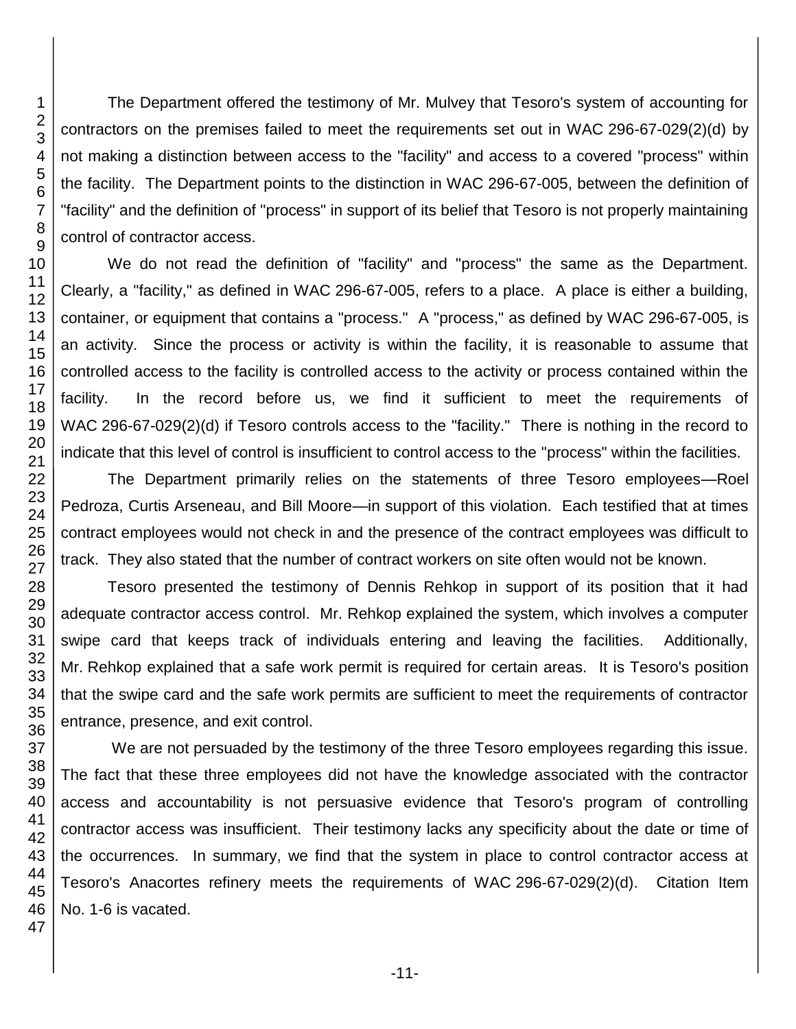The Department offered the testimony of Mr. Mulvey that Tesoro's system of accounting for contractors on the premises failed to meet the requirements set out in WAC 296-67-029(2)(d) by not making a distinction between access to the "facility" and access to a covered "process" within the facility. The Department points to the distinction in WAC 296-67-005, between the definition of "facility" and the definition of "process" in support of its belief that Tesoro is not properly maintaining control of contractor access.

We do not read the definition of "facility" and "process" the same as the Department. Clearly, a "facility," as defined in WAC 296-67-005, refers to a place. A place is either a building, container, or equipment that contains a "process." A "process," as defined by WAC 296-67-005, is an activity. Since the process or activity is within the facility, it is reasonable to assume that controlled access to the facility is controlled access to the activity or process contained within the facility. In the record before us, we find it sufficient to meet the requirements of WAC 296-67-029(2)(d) if Tesoro controls access to the "facility." There is nothing in the record to indicate that this level of control is insufficient to control access to the "process" within the facilities.

The Department primarily relies on the statements of three Tesoro employees—Roel Pedroza, Curtis Arseneau, and Bill Moore—in support of this violation. Each testified that at times contract employees would not check in and the presence of the contract employees was difficult to track. They also stated that the number of contract workers on site often would not be known.

Tesoro presented the testimony of Dennis Rehkop in support of its position that it had adequate contractor access control. Mr. Rehkop explained the system, which involves a computer swipe card that keeps track of individuals entering and leaving the facilities. Additionally, Mr. Rehkop explained that a safe work permit is required for certain areas. It is Tesoro's position that the swipe card and the safe work permits are sufficient to meet the requirements of contractor entrance, presence, and exit control.

We are not persuaded by the testimony of the three Tesoro employees regarding this issue. The fact that these three employees did not have the knowledge associated with the contractor access and accountability is not persuasive evidence that Tesoro's program of controlling contractor access was insufficient. Their testimony lacks any specificity about the date or time of the occurrences. In summary, we find that the system in place to control contractor access at Tesoro's Anacortes refinery meets the requirements of WAC 296-67-029(2)(d). Citation Item No. 1-6 is vacated.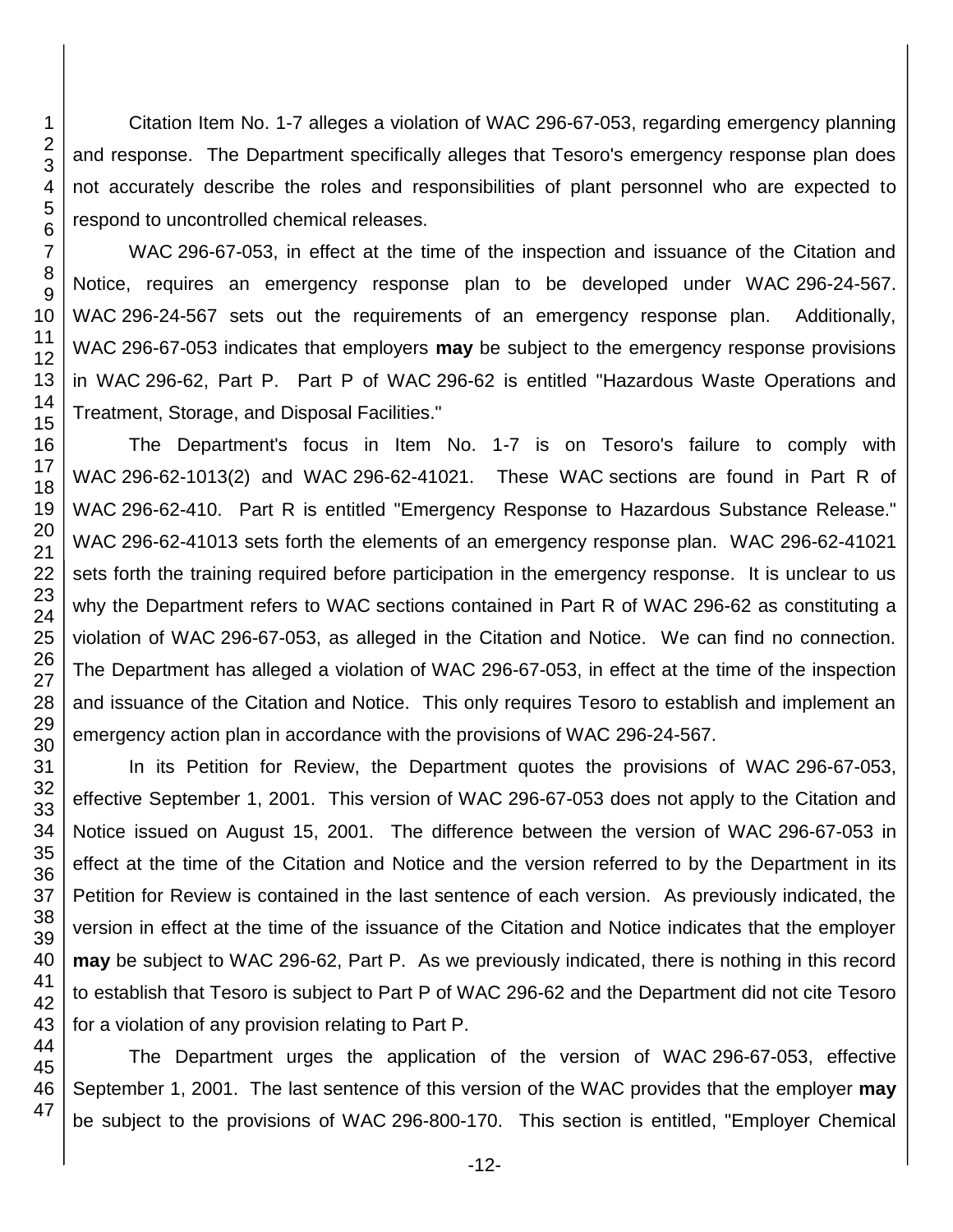Citation Item No. 1-7 alleges a violation of WAC 296-67-053, regarding emergency planning and response. The Department specifically alleges that Tesoro's emergency response plan does not accurately describe the roles and responsibilities of plant personnel who are expected to respond to uncontrolled chemical releases.

WAC 296-67-053, in effect at the time of the inspection and issuance of the Citation and Notice, requires an emergency response plan to be developed under WAC 296-24-567. WAC 296-24-567 sets out the requirements of an emergency response plan. Additionally, WAC 296-67-053 indicates that employers **may** be subject to the emergency response provisions in WAC 296-62, Part P. Part P of WAC 296-62 is entitled "Hazardous Waste Operations and Treatment, Storage, and Disposal Facilities."

The Department's focus in Item No. 1-7 is on Tesoro's failure to comply with WAC 296-62-1013(2) and WAC 296-62-41021. These WAC sections are found in Part R of WAC 296-62-410. Part R is entitled "Emergency Response to Hazardous Substance Release." WAC 296-62-41013 sets forth the elements of an emergency response plan. WAC 296-62-41021 sets forth the training required before participation in the emergency response. It is unclear to us why the Department refers to WAC sections contained in Part R of WAC 296-62 as constituting a violation of WAC 296-67-053, as alleged in the Citation and Notice. We can find no connection. The Department has alleged a violation of WAC 296-67-053, in effect at the time of the inspection and issuance of the Citation and Notice. This only requires Tesoro to establish and implement an emergency action plan in accordance with the provisions of WAC 296-24-567.

In its Petition for Review, the Department quotes the provisions of WAC 296-67-053, effective September 1, 2001. This version of WAC 296-67-053 does not apply to the Citation and Notice issued on August 15, 2001. The difference between the version of WAC 296-67-053 in effect at the time of the Citation and Notice and the version referred to by the Department in its Petition for Review is contained in the last sentence of each version. As previously indicated, the version in effect at the time of the issuance of the Citation and Notice indicates that the employer **may** be subject to WAC 296-62, Part P. As we previously indicated, there is nothing in this record to establish that Tesoro is subject to Part P of WAC 296-62 and the Department did not cite Tesoro for a violation of any provision relating to Part P.

The Department urges the application of the version of WAC 296-67-053, effective September 1, 2001. The last sentence of this version of the WAC provides that the employer **may** be subject to the provisions of WAC 296-800-170. This section is entitled, "Employer Chemical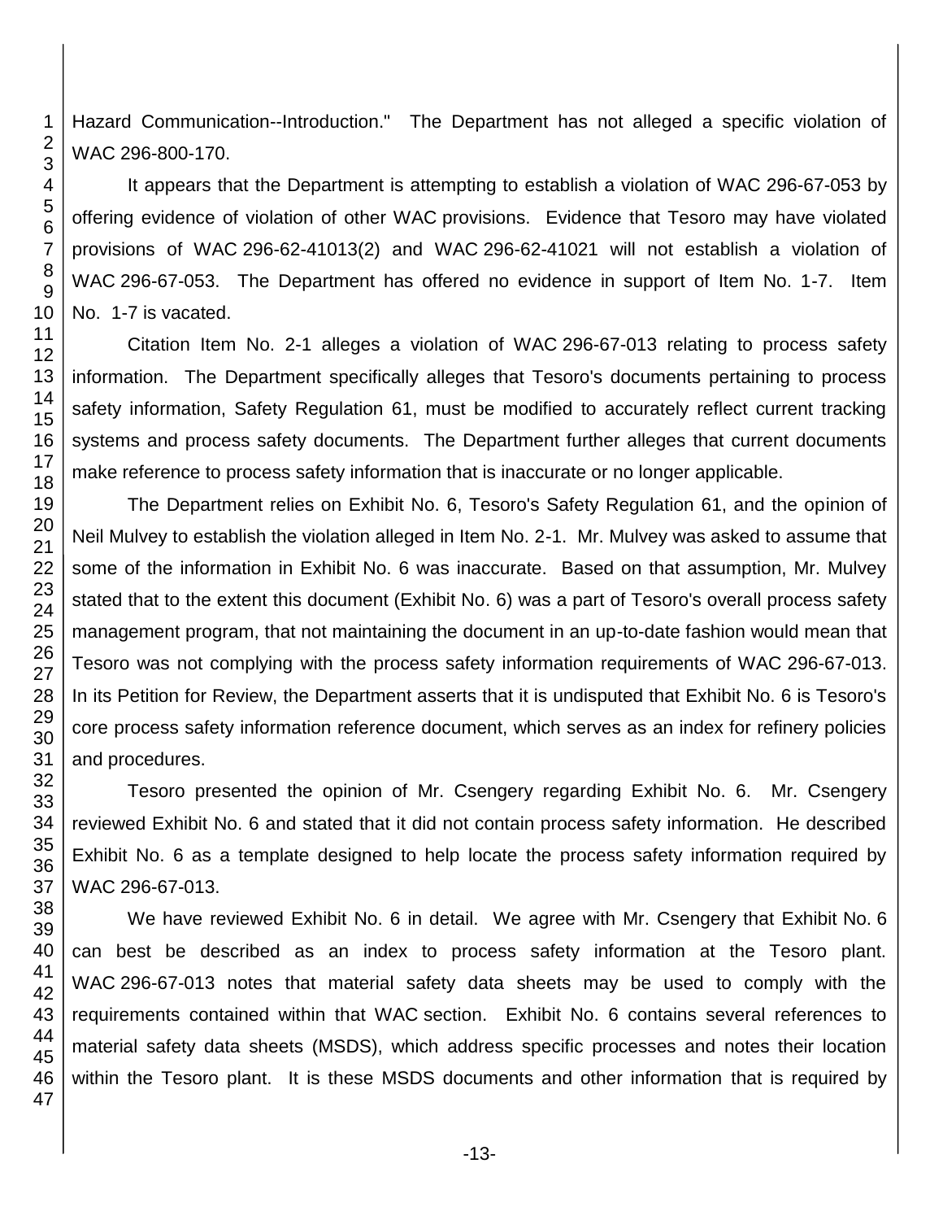Hazard Communication--Introduction." The Department has not alleged a specific violation of WAC 296-800-170.

It appears that the Department is attempting to establish a violation of WAC 296-67-053 by offering evidence of violation of other WAC provisions. Evidence that Tesoro may have violated provisions of WAC 296-62-41013(2) and WAC 296-62-41021 will not establish a violation of WAC 296-67-053. The Department has offered no evidence in support of Item No. 1-7. Item No. 1-7 is vacated.

Citation Item No. 2-1 alleges a violation of WAC 296-67-013 relating to process safety information. The Department specifically alleges that Tesoro's documents pertaining to process safety information, Safety Regulation 61, must be modified to accurately reflect current tracking systems and process safety documents. The Department further alleges that current documents make reference to process safety information that is inaccurate or no longer applicable.

The Department relies on Exhibit No. 6, Tesoro's Safety Regulation 61, and the opinion of Neil Mulvey to establish the violation alleged in Item No. 2-1. Mr. Mulvey was asked to assume that some of the information in Exhibit No. 6 was inaccurate. Based on that assumption, Mr. Mulvey stated that to the extent this document (Exhibit No. 6) was a part of Tesoro's overall process safety management program, that not maintaining the document in an up-to-date fashion would mean that Tesoro was not complying with the process safety information requirements of WAC 296-67-013. In its Petition for Review, the Department asserts that it is undisputed that Exhibit No. 6 is Tesoro's core process safety information reference document, which serves as an index for refinery policies and procedures.

Tesoro presented the opinion of Mr. Csengery regarding Exhibit No. 6. Mr. Csengery reviewed Exhibit No. 6 and stated that it did not contain process safety information. He described Exhibit No. 6 as a template designed to help locate the process safety information required by WAC 296-67-013.

We have reviewed Exhibit No. 6 in detail. We agree with Mr. Csengery that Exhibit No. 6 can best be described as an index to process safety information at the Tesoro plant. WAC 296-67-013 notes that material safety data sheets may be used to comply with the requirements contained within that WAC section. Exhibit No. 6 contains several references to material safety data sheets (MSDS), which address specific processes and notes their location within the Tesoro plant. It is these MSDS documents and other information that is required by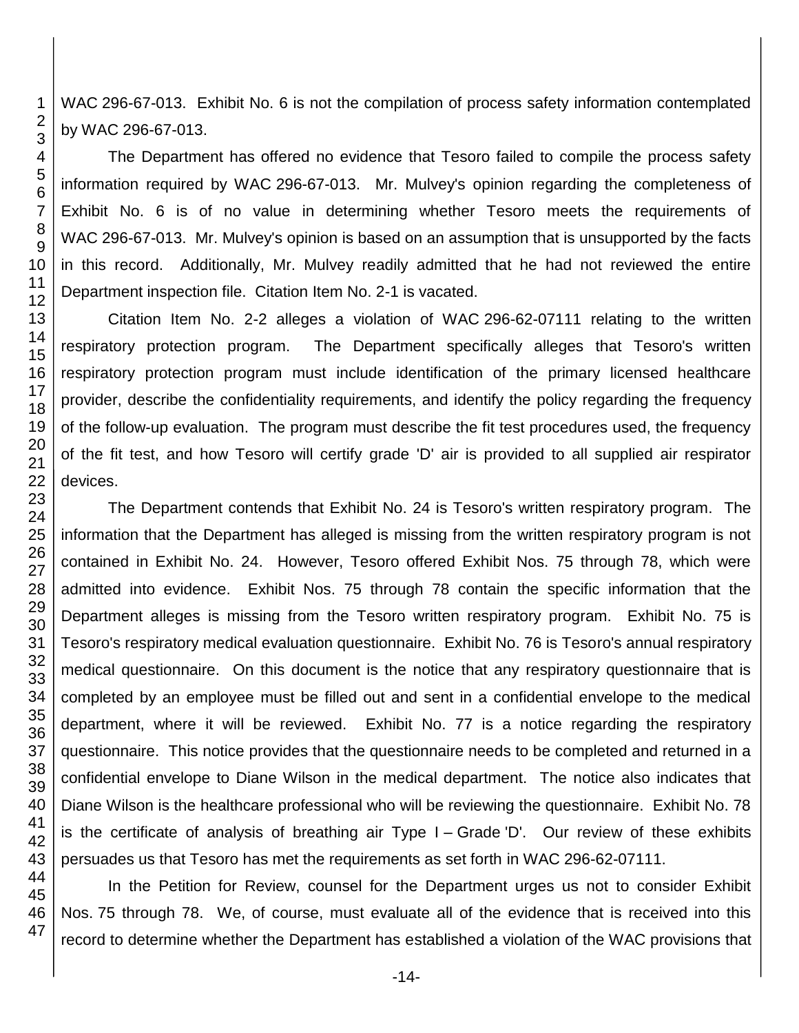WAC 296-67-013. Exhibit No. 6 is not the compilation of process safety information contemplated by WAC 296-67-013.

The Department has offered no evidence that Tesoro failed to compile the process safety information required by WAC 296-67-013. Mr. Mulvey's opinion regarding the completeness of Exhibit No. 6 is of no value in determining whether Tesoro meets the requirements of WAC 296-67-013. Mr. Mulvey's opinion is based on an assumption that is unsupported by the facts in this record. Additionally, Mr. Mulvey readily admitted that he had not reviewed the entire Department inspection file. Citation Item No. 2-1 is vacated.

Citation Item No. 2-2 alleges a violation of WAC 296-62-07111 relating to the written respiratory protection program. The Department specifically alleges that Tesoro's written respiratory protection program must include identification of the primary licensed healthcare provider, describe the confidentiality requirements, and identify the policy regarding the frequency of the follow-up evaluation. The program must describe the fit test procedures used, the frequency of the fit test, and how Tesoro will certify grade 'D' air is provided to all supplied air respirator devices.

The Department contends that Exhibit No. 24 is Tesoro's written respiratory program. The information that the Department has alleged is missing from the written respiratory program is not contained in Exhibit No. 24. However, Tesoro offered Exhibit Nos. 75 through 78, which were admitted into evidence. Exhibit Nos. 75 through 78 contain the specific information that the Department alleges is missing from the Tesoro written respiratory program. Exhibit No. 75 is Tesoro's respiratory medical evaluation questionnaire. Exhibit No. 76 is Tesoro's annual respiratory medical questionnaire. On this document is the notice that any respiratory questionnaire that is completed by an employee must be filled out and sent in a confidential envelope to the medical department, where it will be reviewed. Exhibit No. 77 is a notice regarding the respiratory questionnaire. This notice provides that the questionnaire needs to be completed and returned in a confidential envelope to Diane Wilson in the medical department. The notice also indicates that Diane Wilson is the healthcare professional who will be reviewing the questionnaire. Exhibit No. 78 is the certificate of analysis of breathing air Type I – Grade 'D'. Our review of these exhibits persuades us that Tesoro has met the requirements as set forth in WAC 296-62-07111.

In the Petition for Review, counsel for the Department urges us not to consider Exhibit Nos. 75 through 78. We, of course, must evaluate all of the evidence that is received into this record to determine whether the Department has established a violation of the WAC provisions that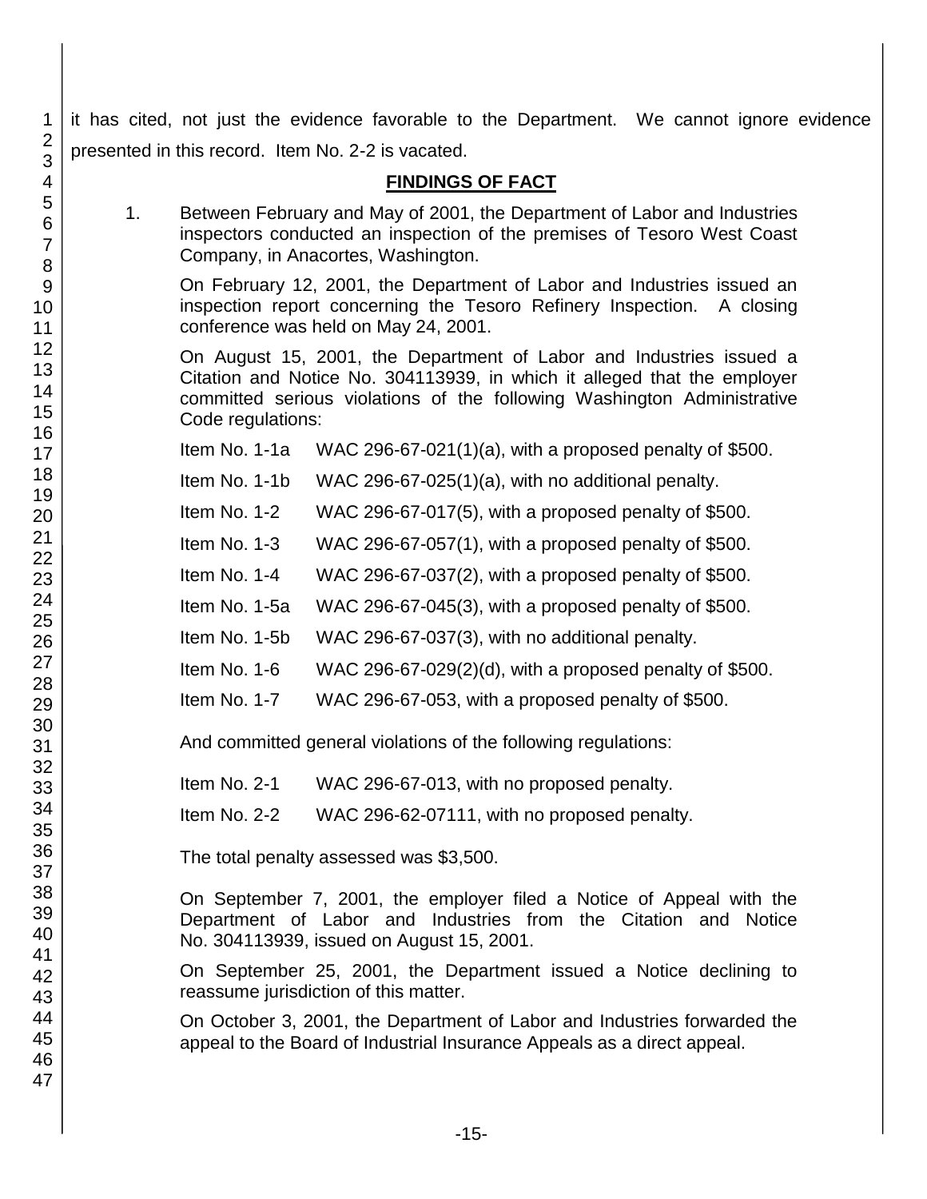it has cited, not just the evidence favorable to the Department. We cannot ignore evidence presented in this record. Item No. 2-2 is vacated.

## FINDINGS OF FACT

1. Between February and May of 2001, the Department of Labor and Industries inspectors conducted an inspection of the premises of Tesoro West Coast Company, in Anacortes, Washington.

   On February 12, 2001, the Department of Labor and Industries issued an inspection report concerning the Tesoro Refinery Inspection. A closing conference was held on May 24, 2001.

   On August 15, 2001, the Department of Labor and Industries issued a Citation and Notice No. 304113939, in which it alleged that the employer committed serious violations of the following Washington Administrative Code regulations:

   Item No. 1-1a WAC 296-67-021(1)(a), with a proposed penalty of $500.

   Item No. 1-1b WAC 296-67-025(1)(a), with no additional penalty.

   Item No. 1-2 WAC 296-67-017(5), with a proposed penalty of $500.

   Item No. 1-3 WAC 296-67-057(1), with a proposed penalty of $500.

   Item No. 1-4 WAC 296-67-037(2), with a proposed penalty of $500.

   Item No. 1-5a WAC 296-67-045(3), with a proposed penalty of $500.

   Item No. 1-5b WAC 296-67-037(3), with no additional penalty.

   Item No. 1-6 WAC 296-67-029(2)(d), with a proposed penalty of $500.

   Item No. 1-7 WAC 296-67-053, with a proposed penalty of $500.

   And committed general violations of the following regulations:

   Item No. 2-1 WAC 296-67-013, with no proposed penalty.

   Item No. 2-2 WAC 296-62-07111, with no proposed penalty.

   The total penalty assessed was $3,500.

   On September 7, 2001, the employer filed a Notice of Appeal with the Department of Labor and Industries from the Citation and Notice No. 304113939, issued on August 15, 2001.

   On September 25, 2001, the Department issued a Notice declining to reassume jurisdiction of this matter.

   On October 3, 2001, the Department of Labor and Industries forwarded the appeal to the Board of Industrial Insurance Appeals as a direct appeal.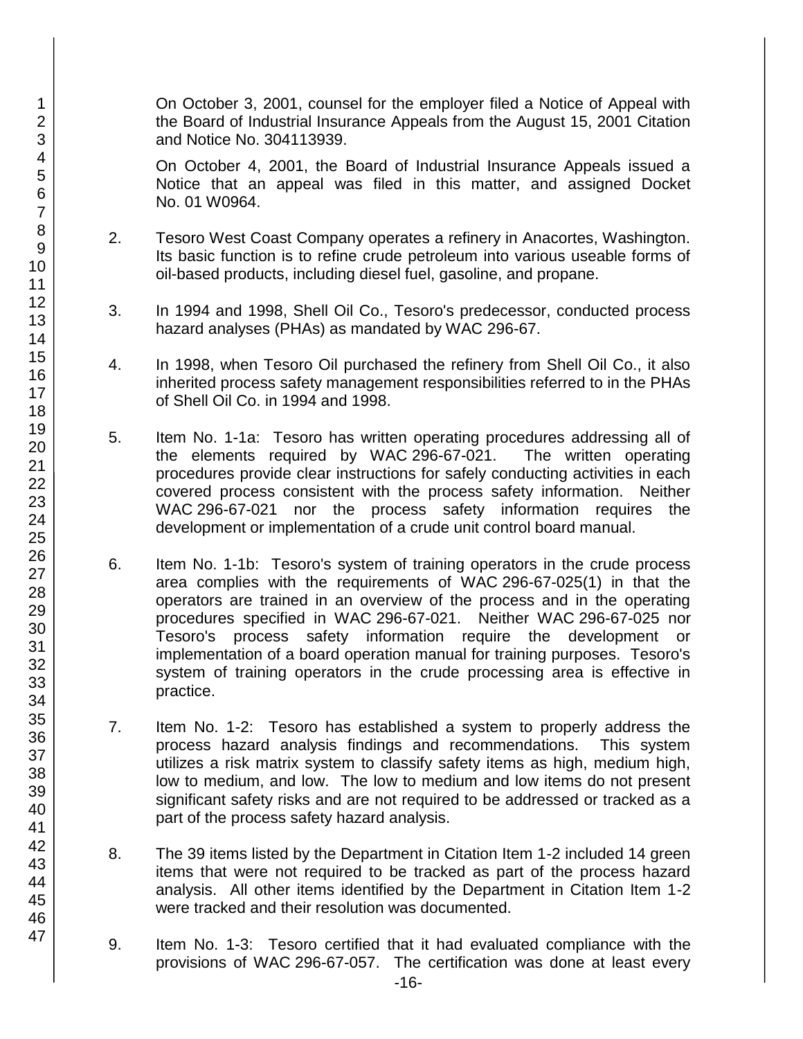On October 3, 2001, counsel for the employer filed a Notice of Appeal with the Board of Industrial Insurance Appeals from the August 15, 2001 Citation and Notice No. 304113939.

On October 4, 2001, the Board of Industrial Insurance Appeals issued a Notice that an appeal was filed in this matter, and assigned Docket No. 01 W0964.

2. Tesoro West Coast Company operates a refinery in Anacortes, Washington. Its basic function is to refine crude petroleum into various useable forms of oil-based products, including diesel fuel, gasoline, and propane.

3. In 1994 and 1998, Shell Oil Co., Tesoro's predecessor, conducted process hazard analyses (PHAs) as mandated by WAC 296-67.

4. In 1998, when Tesoro Oil purchased the refinery from Shell Oil Co., it also inherited process safety management responsibilities referred to in the PHAs of Shell Oil Co. in 1994 and 1998.

5. Item No. 1-1a: Tesoro has written operating procedures addressing all of the elements required by WAC 296-67-021. The written operating procedures provide clear instructions for safely conducting activities in each covered process consistent with the process safety information. Neither WAC 296-67-021 nor the process safety information requires the development or implementation of a crude unit control board manual.

6. Item No. 1-1b: Tesoro's system of training operators in the crude process area complies with the requirements of WAC 296-67-025(1) in that the operators are trained in an overview of the process and in the operating procedures specified in WAC 296-67-021. Neither WAC 296-67-025 nor Tesoro's process safety information require the development or implementation of a board operation manual for training purposes. Tesoro's system of training operators in the crude processing area is effective in practice.

7. Item No. 1-2: Tesoro has established a system to properly address the process hazard analysis findings and recommendations. This system utilizes a risk matrix system to classify safety items as high, medium high, low to medium, and low. The low to medium and low items do not present significant safety risks and are not required to be addressed or tracked as a part of the process safety hazard analysis.

8. The 39 items listed by the Department in Citation Item 1-2 included 14 green items that were not required to be tracked as part of the process hazard analysis. All other items identified by the Department in Citation Item 1-2 were tracked and their resolution was documented.

9. Item No. 1-3: Tesoro certified that it had evaluated compliance with the provisions of WAC 296-67-057. The certification was done at least every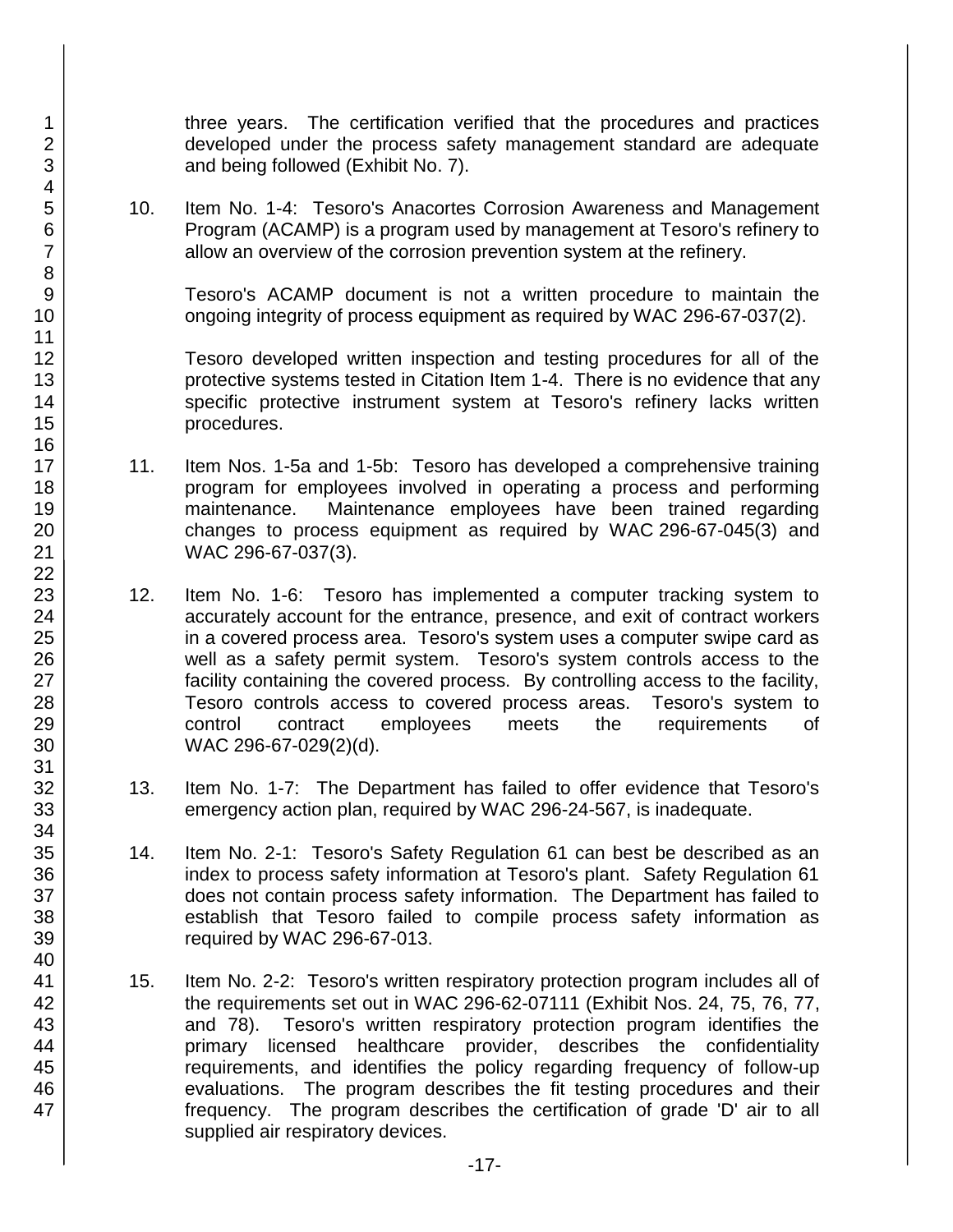three years. The certification verified that the procedures and practices developed under the process safety management standard are adequate and being followed (Exhibit No. 7).

10. Item No. 1-4: Tesoro's Anacortes Corrosion Awareness and Management Program (ACAMP) is a program used by management at Tesoro's refinery to allow an overview of the corrosion prevention system at the refinery.

    Tesoro's ACAMP document is not a written procedure to maintain the ongoing integrity of process equipment as required by WAC 296-67-037(2).

    Tesoro developed written inspection and testing procedures for all of the protective systems tested in Citation Item 1-4. There is no evidence that any specific protective instrument system at Tesoro's refinery lacks written procedures.

11. Item Nos. 1-5a and 1-5b: Tesoro has developed a comprehensive training program for employees involved in operating a process and performing maintenance. Maintenance employees have been trained regarding changes to process equipment as required by WAC 296-67-045(3) and WAC 296-67-037(3).

12. Item No. 1-6: Tesoro has implemented a computer tracking system to accurately account for the entrance, presence, and exit of contract workers in a covered process area. Tesoro's system uses a computer swipe card as well as a safety permit system. Tesoro's system controls access to the facility containing the covered process. By controlling access to the facility, Tesoro controls access to covered process areas. Tesoro's system to control contract employees meets the requirements of WAC 296-67-029(2)(d).

13. Item No. 1-7: The Department has failed to offer evidence that Tesoro's emergency action plan, required by WAC 296-24-567, is inadequate.

14. Item No. 2-1: Tesoro's Safety Regulation 61 can best be described as an index to process safety information at Tesoro's plant. Safety Regulation 61 does not contain process safety information. The Department has failed to establish that Tesoro failed to compile process safety information as required by WAC 296-67-013.

15. Item No. 2-2: Tesoro's written respiratory protection program includes all of the requirements set out in WAC 296-62-07111 (Exhibit Nos. 24, 75, 76, 77, and 78). Tesoro's written respiratory protection program identifies the primary licensed healthcare provider, describes the confidentiality requirements, and identifies the policy regarding frequency of follow-up evaluations. The program describes the fit testing procedures and their frequency. The program describes the certification of grade 'D' air to all supplied air respiratory devices.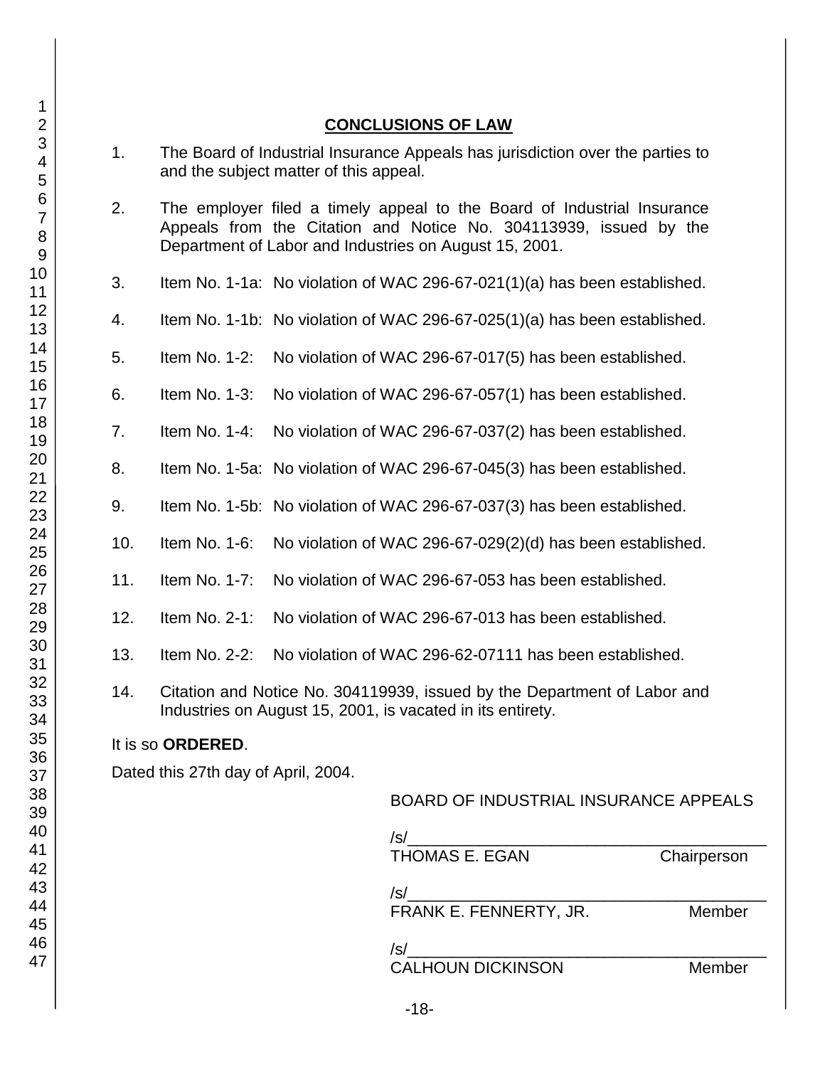## CONCLUSIONS OF LAW

1. The Board of Industrial Insurance Appeals has jurisdiction over the parties to and the subject matter of this appeal.

2. The employer filed a timely appeal to the Board of Industrial Insurance Appeals from the Citation and Notice No. 304113939, issued by the Department of Labor and Industries on August 15, 2001.

3. Item No. 1-1a: No violation of WAC 296-67-021(1)(a) has been established.

4. Item No. 1-1b: No violation of WAC 296-67-025(1)(a) has been established.

5. Item No. 1-2: No violation of WAC 296-67-017(5) has been established.

6. Item No. 1-3: No violation of WAC 296-67-057(1) has been established.

7. Item No. 1-4: No violation of WAC 296-67-037(2) has been established.

8. Item No. 1-5a: No violation of WAC 296-67-045(3) has been established.

9. Item No. 1-5b: No violation of WAC 296-67-037(3) has been established.

10. Item No. 1-6: No violation of WAC 296-67-029(2)(d) has been established.

11. Item No. 1-7: No violation of WAC 296-67-053 has been established.

12. Item No. 2-1: No violation of WAC 296-67-013 has been established.

13. Item No. 2-2: No violation of WAC 296-62-07111 has been established.

14. Citation and Notice No. 304119939, issued by the Department of Labor and Industries on August 15, 2001, is vacated in its entirety.

It is so **ORDERED**.

Dated this 27th day of April, 2004.

BOARD OF INDUSTRIAL INSURANCE APPEALS

/s/________________________________________
THOMAS E. EGAN Chairperson

/s/________________________________________
FRANK E. FENNERTY, JR. Member

/s/________________________________________
CALHOUN DICKINSON Member